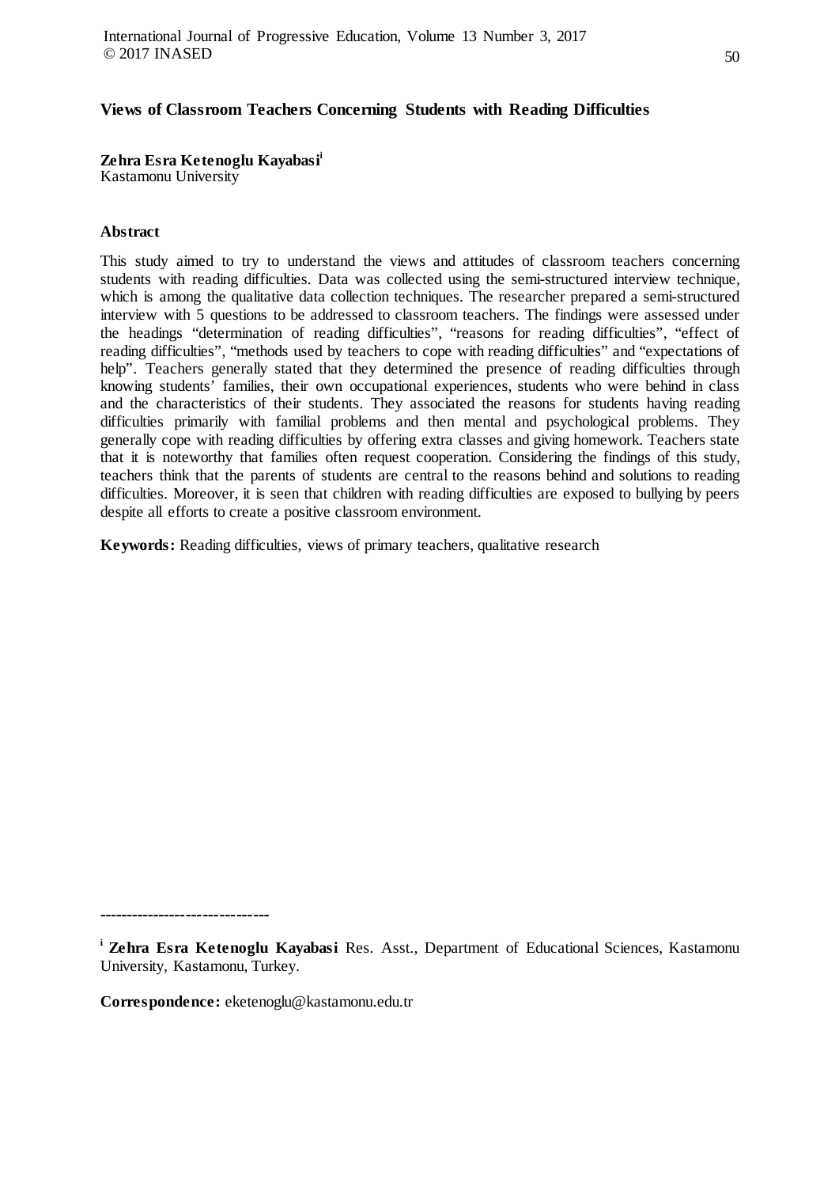# Views of Classroom Teachers Concerning Students with Reading Difficulties

**Zehra Esra Ketenoglu Kayabasi**[i]
Kastamonu University

## Abstract

This study aimed to try to understand the views and attitudes of classroom teachers concerning students with reading difficulties. Data was collected using the semi-structured interview technique, which is among the qualitative data collection techniques. The researcher prepared a semi-structured interview with 5 questions to be addressed to classroom teachers. The findings were assessed under the headings "determination of reading difficulties", "reasons for reading difficulties", "effect of reading difficulties", "methods used by teachers to cope with reading difficulties" and "expectations of help". Teachers generally stated that they determined the presence of reading difficulties through knowing students' families, their own occupational experiences, students who were behind in class and the characteristics of their students. They associated the reasons for students having reading difficulties primarily with familial problems and then mental and psychological problems. They generally cope with reading difficulties by offering extra classes and giving homework. Teachers state that it is noteworthy that families often request cooperation. Considering the findings of this study, teachers think that the parents of students are central to the reasons behind and solutions to reading difficulties. Moreover, it is seen that children with reading difficulties are exposed to bullying by peers despite all efforts to create a positive classroom environment.

**Keywords:** Reading difficulties, views of primary teachers, qualitative research

---

[i] **Zehra Esra Ketenoglu Kayabasi** Res. Asst., Department of Educational Sciences, Kastamonu University, Kastamonu, Turkey.

**Correspondence:** eketenoglu@kastamonu.edu.tr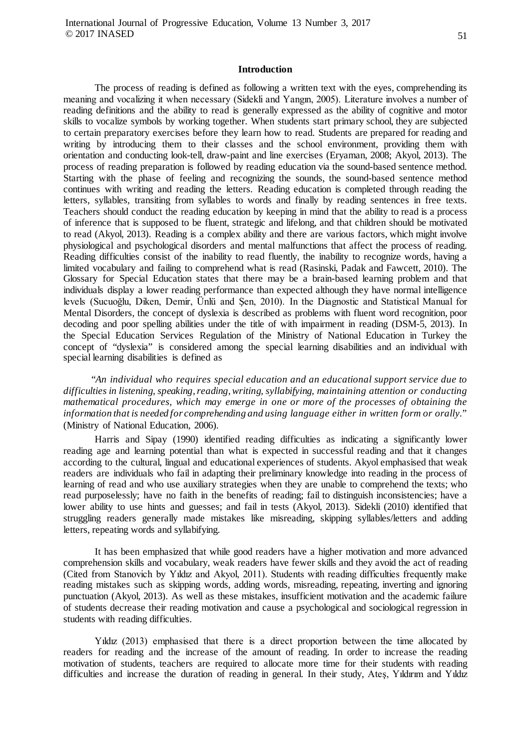## Introduction

The process of reading is defined as following a written text with the eyes, comprehending its meaning and vocalizing it when necessary (Sidekli and Yangın, 2005). Literature involves a number of reading definitions and the ability to read is generally expressed as the ability of cognitive and motor skills to vocalize symbols by working together. When students start primary school, they are subjected to certain preparatory exercises before they learn how to read. Students are prepared for reading and writing by introducing them to their classes and the school environment, providing them with orientation and conducting look-tell, draw-paint and line exercises (Eryaman, 2008; Akyol, 2013). The process of reading preparation is followed by reading education via the sound-based sentence method. Starting with the phase of feeling and recognizing the sounds, the sound-based sentence method continues with writing and reading the letters. Reading education is completed through reading the letters, syllables, transiting from syllables to words and finally by reading sentences in free texts. Teachers should conduct the reading education by keeping in mind that the ability to read is a process of inference that is supposed to be fluent, strategic and lifelong, and that children should be motivated to read (Akyol, 2013). Reading is a complex ability and there are various factors, which might involve physiological and psychological disorders and mental malfunctions that affect the process of reading. Reading difficulties consist of the inability to read fluently, the inability to recognize words, having a limited vocabulary and failing to comprehend what is read (Rasinski, Padak and Fawcett, 2010). The Glossary for Special Education states that there may be a brain-based learning problem and that individuals display a lower reading performance than expected although they have normal intelligence levels (Sucuoğlu, Diken, Demir, Ünlü and Şen, 2010). In the Diagnostic and Statistical Manual for Mental Disorders, the concept of dyslexia is described as problems with fluent word recognition, poor decoding and poor spelling abilities under the title of with impairment in reading (DSM-5, 2013). In the Special Education Services Regulation of the Ministry of National Education in Turkey the concept of "dyslexia" is considered among the special learning disabilities and an individual with special learning disabilities is defined as

> *"An individual who requires special education and an educational support service due to difficulties in listening, speaking, reading, writing, syllabifying, maintaining attention or conducting mathematical procedures, which may emerge in one or more of the processes of obtaining the information that is needed for comprehending and using language either in written form or orally."* (Ministry of National Education, 2006).

Harris and Sipay (1990) identified reading difficulties as indicating a significantly lower reading age and learning potential than what is expected in successful reading and that it changes according to the cultural, lingual and educational experiences of students. Akyol emphasised that weak readers are individuals who fail in adapting their preliminary knowledge into reading in the process of learning of read and who use auxiliary strategies when they are unable to comprehend the texts; who read purposelessly; have no faith in the benefits of reading; fail to distinguish inconsistencies; have a lower ability to use hints and guesses; and fail in tests (Akyol, 2013). Sidekli (2010) identified that struggling readers generally made mistakes like misreading, skipping syllables/letters and adding letters, repeating words and syllabifying.

It has been emphasized that while good readers have a higher motivation and more advanced comprehension skills and vocabulary, weak readers have fewer skills and they avoid the act of reading (Cited from Stanovich by Yıldız and Akyol, 2011). Students with reading difficulties frequently make reading mistakes such as skipping words, adding words, misreading, repeating, inverting and ignoring punctuation (Akyol, 2013). As well as these mistakes, insufficient motivation and the academic failure of students decrease their reading motivation and cause a psychological and sociological regression in students with reading difficulties.

Yıldız (2013) emphasised that there is a direct proportion between the time allocated by readers for reading and the increase of the amount of reading. In order to increase the reading motivation of students, teachers are required to allocate more time for their students with reading difficulties and increase the duration of reading in general. In their study, Ateş, Yıldırım and Yıldız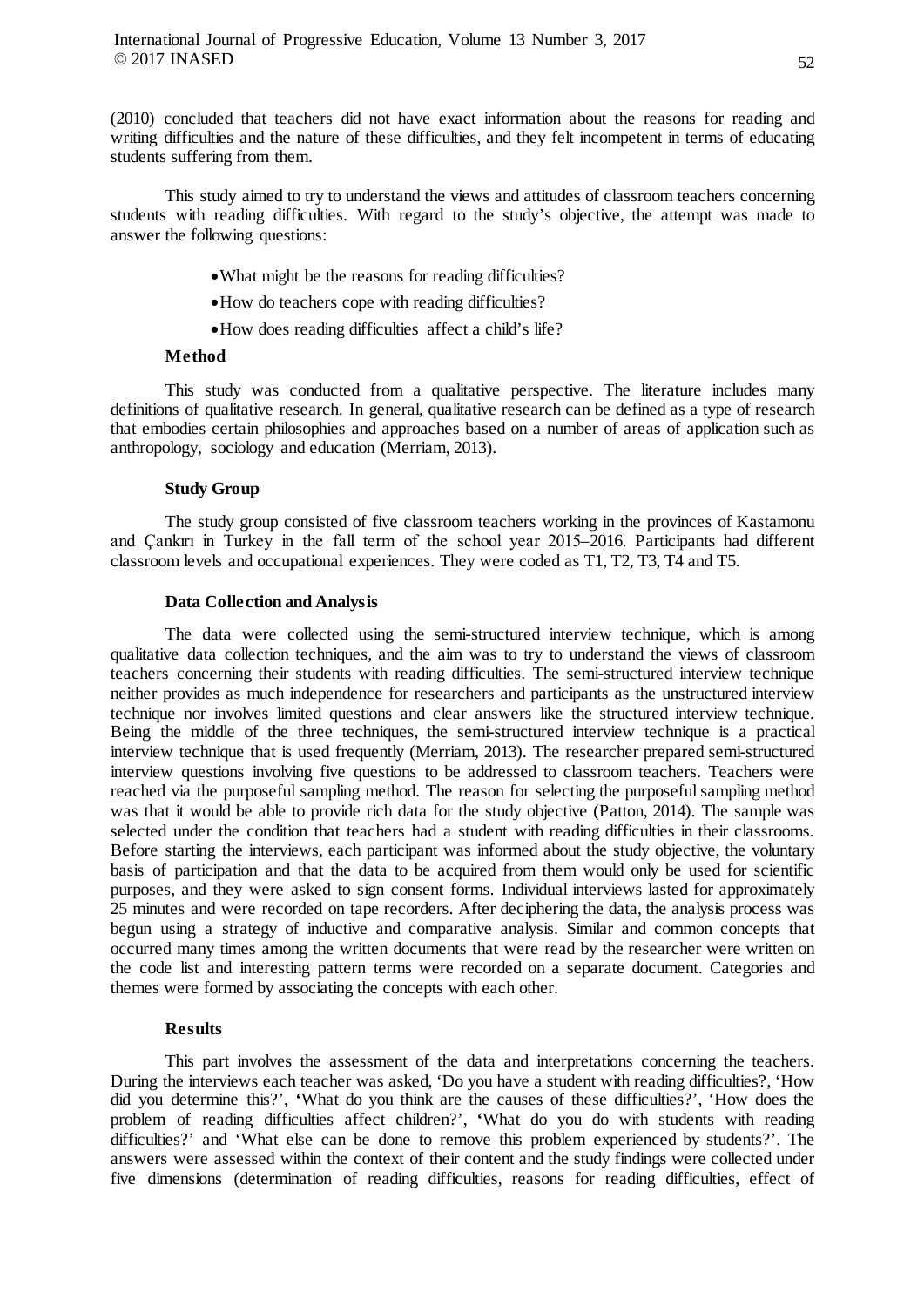(2010) concluded that teachers did not have exact information about the reasons for reading and writing difficulties and the nature of these difficulties, and they felt incompetent in terms of educating students suffering from them.

This study aimed to try to understand the views and attitudes of classroom teachers concerning students with reading difficulties. With regard to the study's objective, the attempt was made to answer the following questions:

- What might be the reasons for reading difficulties?
- How do teachers cope with reading difficulties?
- How does reading difficulties affect a child's life?

## Method

This study was conducted from a qualitative perspective. The literature includes many definitions of qualitative research. In general, qualitative research can be defined as a type of research that embodies certain philosophies and approaches based on a number of areas of application such as anthropology, sociology and education (Merriam, 2013).

### Study Group

The study group consisted of five classroom teachers working in the provinces of Kastamonu and Çankırı in Turkey in the fall term of the school year 2015–2016. Participants had different classroom levels and occupational experiences. They were coded as T1, T2, T3, T4 and T5.

### Data Collection and Analysis

The data were collected using the semi-structured interview technique, which is among qualitative data collection techniques, and the aim was to try to understand the views of classroom teachers concerning their students with reading difficulties. The semi-structured interview technique neither provides as much independence for researchers and participants as the unstructured interview technique nor involves limited questions and clear answers like the structured interview technique. Being the middle of the three techniques, the semi-structured interview technique is a practical interview technique that is used frequently (Merriam, 2013). The researcher prepared semi-structured interview questions involving five questions to be addressed to classroom teachers. Teachers were reached via the purposeful sampling method. The reason for selecting the purposeful sampling method was that it would be able to provide rich data for the study objective (Patton, 2014). The sample was selected under the condition that teachers had a student with reading difficulties in their classrooms. Before starting the interviews, each participant was informed about the study objective, the voluntary basis of participation and that the data to be acquired from them would only be used for scientific purposes, and they were asked to sign consent forms. Individual interviews lasted for approximately 25 minutes and were recorded on tape recorders. After deciphering the data, the analysis process was begun using a strategy of inductive and comparative analysis. Similar and common concepts that occurred many times among the written documents that were read by the researcher were written on the code list and interesting pattern terms were recorded on a separate document. Categories and themes were formed by associating the concepts with each other.

## Results

This part involves the assessment of the data and interpretations concerning the teachers. During the interviews each teacher was asked, 'Do you have a student with reading difficulties?, 'How did you determine this?', 'What do you think are the causes of these difficulties?', 'How does the problem of reading difficulties affect children?', 'What do you do with students with reading difficulties?' and 'What else can be done to remove this problem experienced by students?'. The answers were assessed within the context of their content and the study findings were collected under five dimensions (determination of reading difficulties, reasons for reading difficulties, effect of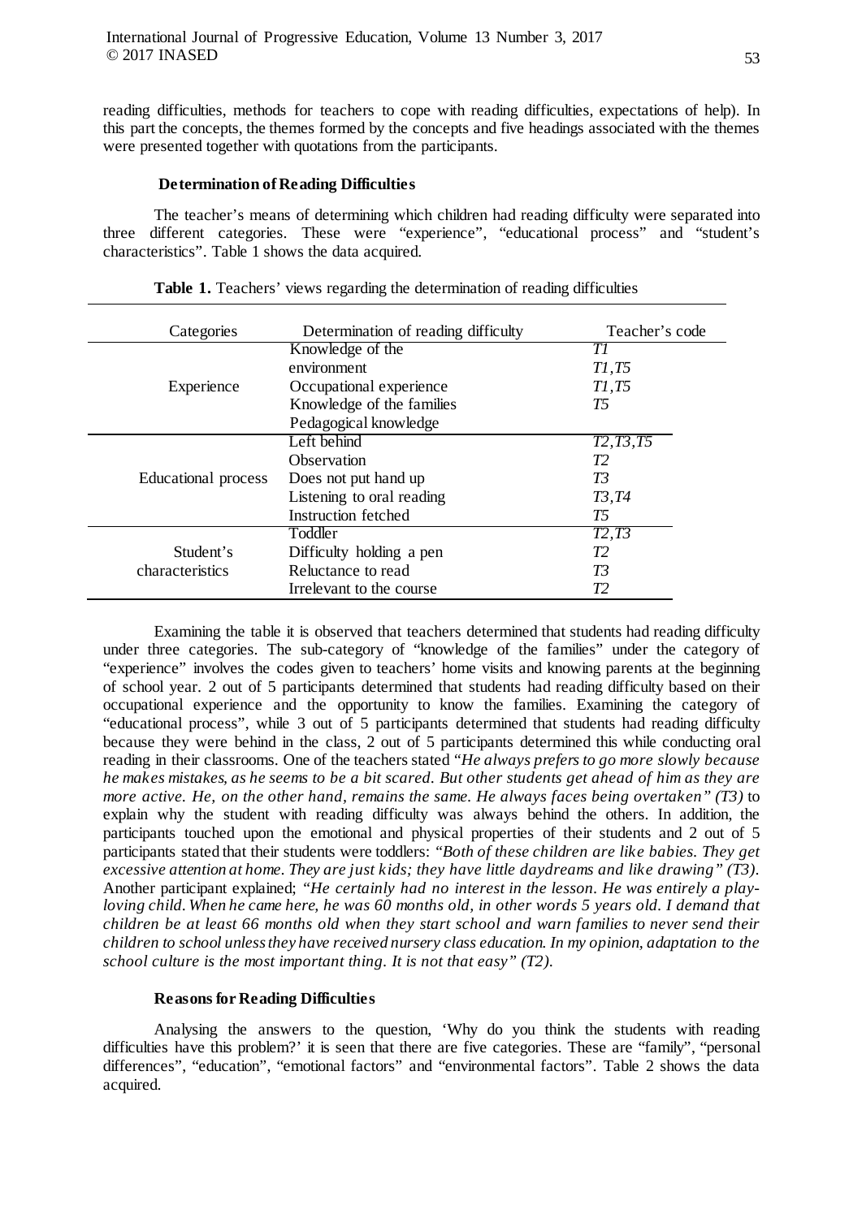reading difficulties, methods for teachers to cope with reading difficulties, expectations of help). In this part the concepts, the themes formed by the concepts and five headings associated with the themes were presented together with quotations from the participants.

### Determination of Reading Difficulties

The teacher's means of determining which children had reading difficulty were separated into three different categories. These were "experience", "educational process" and "student's characteristics". Table 1 shows the data acquired.

**Table 1.** Teachers' views regarding the determination of reading difficulties

| Categories | Determination of reading difficulty | Teacher's code |
|---|---|---|
| Experience | Knowledge of the environment | *T1* |
| | Occupational experience | *T1,T5* |
| | Knowledge of the families | *T1,T5* |
| | Pedagogical knowledge | *T5* |
| Educational process | Left behind | *T2,T3,T5* |
| | Observation | *T2* |
| | Does not put hand up | *T3* |
| | Listening to oral reading | *T3,T4* |
| | Instruction fetched | *T5* |
| Student's characteristics | Toddler | *T2,T3* |
| | Difficulty holding a pen | *T2* |
| | Reluctance to read | *T3* |
| | Irrelevant to the course | *T2* |

Examining the table it is observed that teachers determined that students had reading difficulty under three categories. The sub-category of "knowledge of the families" under the category of "experience" involves the codes given to teachers' home visits and knowing parents at the beginning of school year. 2 out of 5 participants determined that students had reading difficulty based on their occupational experience and the opportunity to know the families. Examining the category of "educational process", while 3 out of 5 participants determined that students had reading difficulty because they were behind in the class, 2 out of 5 participants determined this while conducting oral reading in their classrooms. One of the teachers stated *"He always prefers to go more slowly because he makes mistakes, as he seems to be a bit scared. But other students get ahead of him as they are more active. He, on the other hand, remains the same. He always faces being overtaken" (T3)* to explain why the student with reading difficulty was always behind the others. In addition, the participants touched upon the emotional and physical properties of their students and 2 out of 5 participants stated that their students were toddlers: *"Both of these children are like babies. They get excessive attention at home. They are just kids; they have little daydreams and like drawing" (T3).* Another participant explained; *"He certainly had no interest in the lesson. He was entirely a play-loving child. When he came here, he was 60 months old, in other words 5 years old. I demand that children be at least 66 months old when they start school and warn families to never send their children to school unless they have received nursery class education. In my opinion, adaptation to the school culture is the most important thing. It is not that easy" (T2).*

### Reasons for Reading Difficulties

Analysing the answers to the question, 'Why do you think the students with reading difficulties have this problem?' it is seen that there are five categories. These are "family", "personal differences", "education", "emotional factors" and "environmental factors". Table 2 shows the data acquired.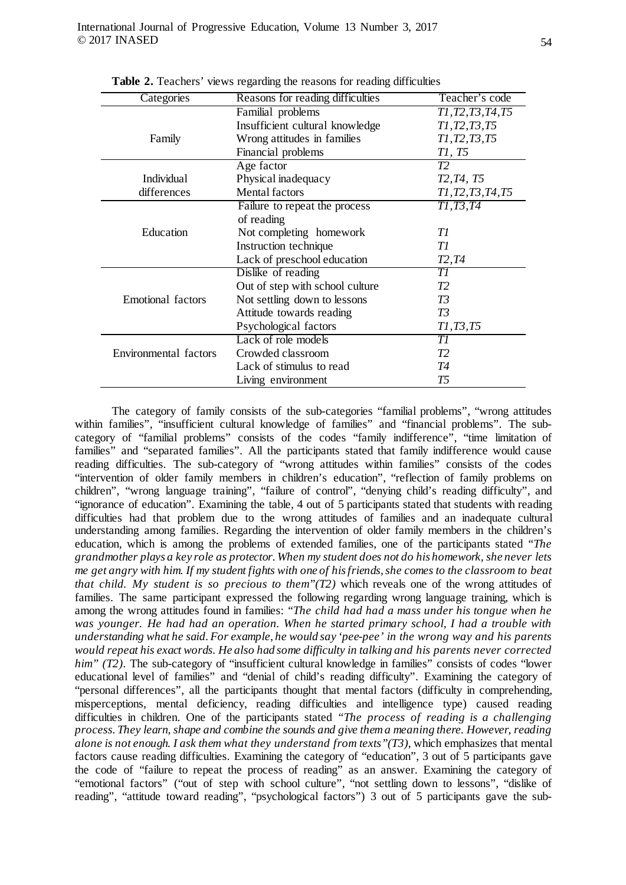**Table 2.** Teachers' views regarding the reasons for reading difficulties

| Categories | Reasons for reading difficulties | Teacher's code |
|---|---|---|
| Family | Familial problems | *T1,T2,T3,T4,T5* |
| | Insufficient cultural knowledge | *T1,T2,T3,T5* |
| | Wrong attitudes in families | *T1,T2,T3,T5* |
| | Financial problems | *T1, T5* |
| Individual differences | Age factor | *T2* |
| | Physical inadequacy | *T2,T4, T5* |
| | Mental factors | *T1,T2,T3,T4,T5* |
| Education | Failure to repeat the process of reading | *T1,T3,T4* |
| | Not completing homework | *T1* |
| | Instruction technique | *T1* |
| | Lack of preschool education | *T2,T4* |
| Emotional factors | Dislike of reading | *T1* |
| | Out of step with school culture | *T2* |
| | Not settling down to lessons | *T3* |
| | Attitude towards reading | *T3* |
| | Psychological factors | *T1,T3,T5* |
| Environmental factors | Lack of role models | *T1* |
| | Crowded classroom | *T2* |
| | Lack of stimulus to read | *T4* |
| | Living environment | *T5* |

The category of family consists of the sub-categories "familial problems", "wrong attitudes within families", "insufficient cultural knowledge of families" and "financial problems". The sub-category of "familial problems" consists of the codes "family indifference", "time limitation of families" and "separated families". All the participants stated that family indifference would cause reading difficulties. The sub-category of "wrong attitudes within families" consists of the codes "intervention of older family members in children's education", "reflection of family problems on children", "wrong language training", "failure of control", "denying child's reading difficulty", and "ignorance of education". Examining the table, 4 out of 5 participants stated that students with reading difficulties had that problem due to the wrong attitudes of families and an inadequate cultural understanding among families. Regarding the intervention of older family members in the children's education, which is among the problems of extended families, one of the participants stated *"The grandmother plays a key role as protector. When my student does not do his homework, she never lets me get angry with him. If my student fights with one of his friends, she comes to the classroom to beat that child. My student is so precious to them"(T2)* which reveals one of the wrong attitudes of families. The same participant expressed the following regarding wrong language training, which is among the wrong attitudes found in families: *"The child had had a mass under his tongue when he was younger. He had had an operation. When he started primary school, I had a trouble with understanding what he said. For example, he would say 'pee-pee' in the wrong way and his parents would repeat his exact words. He also had some difficulty in talking and his parents never corrected him" (T2)*. The sub-category of "insufficient cultural knowledge in families" consists of codes "lower educational level of families" and "denial of child's reading difficulty". Examining the category of "personal differences", all the participants thought that mental factors (difficulty in comprehending, misperceptions, mental deficiency, reading difficulties and intelligence type) caused reading difficulties in children. One of the participants stated *"The process of reading is a challenging process. They learn, shape and combine the sounds and give them a meaning there. However, reading alone is not enough. I ask them what they understand from texts"(T3)*, which emphasizes that mental factors cause reading difficulties. Examining the category of "education", 3 out of 5 participants gave the code of "failure to repeat the process of reading" as an answer. Examining the category of "emotional factors" ("out of step with school culture", "not settling down to lessons", "dislike of reading", "attitude toward reading", "psychological factors") 3 out of 5 participants gave the sub-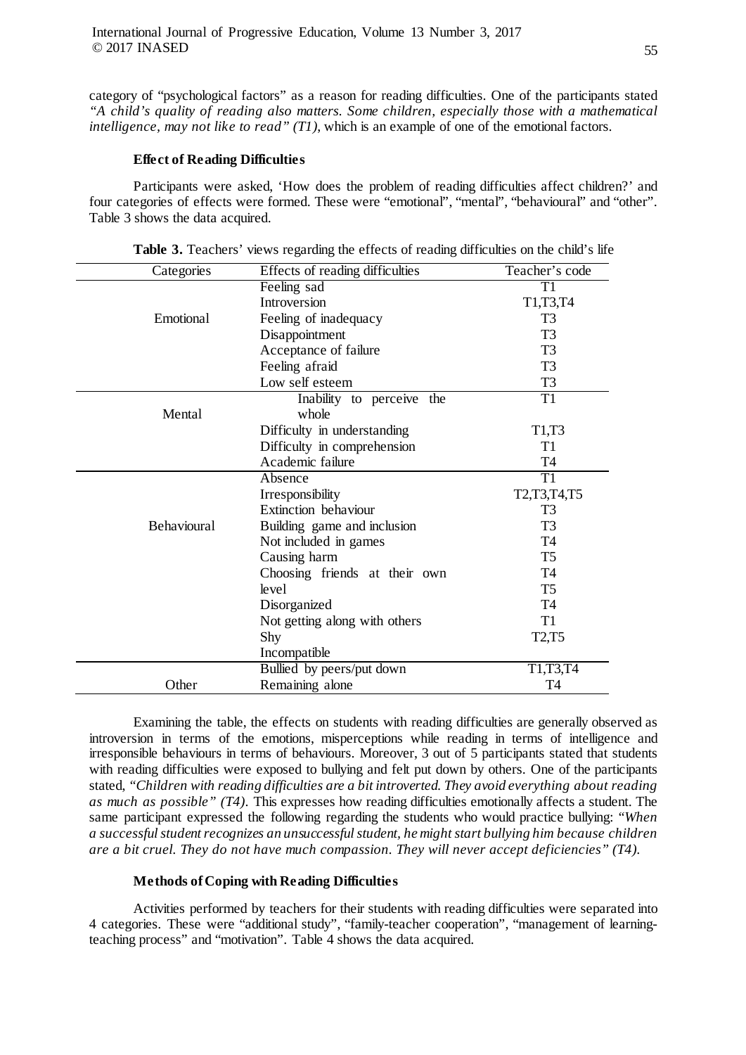category of "psychological factors" as a reason for reading difficulties. One of the participants stated *"A child's quality of reading also matters. Some children, especially those with a mathematical intelligence, may not like to read" (T1)*, which is an example of one of the emotional factors.

### Effect of Reading Difficulties

Participants were asked, 'How does the problem of reading difficulties affect children?' and four categories of effects were formed. These were "emotional", "mental", "behavioural" and "other". Table 3 shows the data acquired.

**Table 3.** Teachers' views regarding the effects of reading difficulties on the child's life

| Categories | Effects of reading difficulties | Teacher's code |
|---|---|---|
| Emotional | Feeling sad | T1 |
| | Introversion | T1,T3,T4 |
| | Feeling of inadequacy | T3 |
| | Disappointment | T3 |
| | Acceptance of failure | T3 |
| | Feeling afraid | T3 |
| | Low self esteem | T3 |
| Mental | Inability to perceive the whole | T1 |
| | Difficulty in understanding | T1,T3 |
| | Difficulty in comprehension | T1 |
| | Academic failure | T4 |
| Behavioural | Absence | T1 |
| | Irresponsibility | T2,T3,T4,T5 |
| | Extinction behaviour | T3 |
| | Building game and inclusion | T3 |
| | Not included in games | T4 |
| | Causing harm | T5 |
| | Choosing friends at their own | T4 |
| | level | T5 |
| | Disorganized | T4 |
| | Not getting along with others | T1 |
| | Shy | T2,T5 |
| | Incompatible | |
| Other | Bullied by peers/put down | T1,T3,T4 |
| | Remaining alone | T4 |

Examining the table, the effects on students with reading difficulties are generally observed as introversion in terms of the emotions, misperceptions while reading in terms of intelligence and irresponsible behaviours in terms of behaviours. Moreover, 3 out of 5 participants stated that students with reading difficulties were exposed to bullying and felt put down by others. One of the participants stated, *"Children with reading difficulties are a bit introverted. They avoid everything about reading as much as possible" (T4)*. This expresses how reading difficulties emotionally affects a student. The same participant expressed the following regarding the students who would practice bullying: *"When a successful student recognizes an unsuccessful student, he might start bullying him because children are a bit cruel. They do not have much compassion. They will never accept deficiencies" (T4).*

### Methods of Coping with Reading Difficulties

Activities performed by teachers for their students with reading difficulties were separated into 4 categories. These were "additional study", "family-teacher cooperation", "management of learning-teaching process" and "motivation". Table 4 shows the data acquired.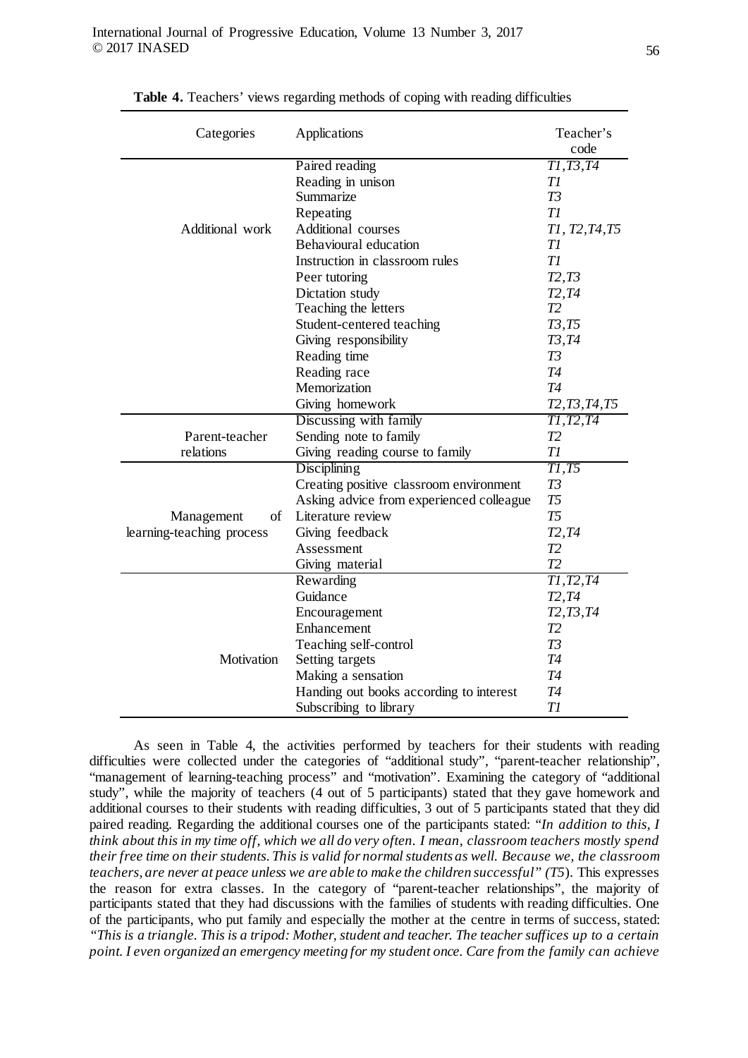**Table 4.** Teachers' views regarding methods of coping with reading difficulties

| Categories | Applications | Teacher's code |
|---|---|---|
| Additional work | Paired reading | *T1,T3,T4* |
| | Reading in unison | *T1* |
| | Summarize | *T3* |
| | Repeating | *T1* |
| | Additional courses | *T1, T2,T4,T5* |
| | Behavioural education | *T1* |
| | Instruction in classroom rules | *T1* |
| | Peer tutoring | *T2,T3* |
| | Dictation study | *T2,T4* |
| | Teaching the letters | *T2* |
| | Student-centered teaching | *T3,T5* |
| | Giving responsibility | *T3,T4* |
| | Reading time | *T3* |
| | Reading race | *T4* |
| | Memorization | *T4* |
| | Giving homework | *T2,T3,T4,T5* |
| Parent-teacher relations | Discussing with family | *T1,T2,T4* |
| | Sending note to family | *T2* |
| | Giving reading course to family | *T1* |
| Management of learning-teaching process | Disciplining | *T1,T5* |
| | Creating positive classroom environment | *T3* |
| | Asking advice from experienced colleague | *T5* |
| | Literature review | *T5* |
| | Giving feedback | *T2,T4* |
| | Assessment | *T2* |
| | Giving material | *T2* |
| Motivation | Rewarding | *T1,T2,T4* |
| | Guidance | *T2,T4* |
| | Encouragement | *T2,T3,T4* |
| | Enhancement | *T2* |
| | Teaching self-control | *T3* |
| | Setting targets | *T4* |
| | Making a sensation | *T4* |
| | Handing out books according to interest | *T4* |
| | Subscribing to library | *T1* |

As seen in Table 4, the activities performed by teachers for their students with reading difficulties were collected under the categories of "additional study", "parent-teacher relationship", "management of learning-teaching process" and "motivation". Examining the category of "additional study", while the majority of teachers (4 out of 5 participants) stated that they gave homework and additional courses to their students with reading difficulties, 3 out of 5 participants stated that they did paired reading. Regarding the additional courses one of the participants stated: *"In addition to this, I think about this in my time off, which we all do very often. I mean, classroom teachers mostly spend their free time on their students. This is valid for normal students as well. Because we, the classroom teachers, are never at peace unless we are able to make the children successful" (T5*). This expresses the reason for extra classes. In the category of "parent-teacher relationships", the majority of participants stated that they had discussions with the families of students with reading difficulties. One of the participants, who put family and especially the mother at the centre in terms of success, stated: *"This is a triangle. This is a tripod: Mother, student and teacher. The teacher suffices up to a certain point. I even organized an emergency meeting for my student once. Care from the family can achieve*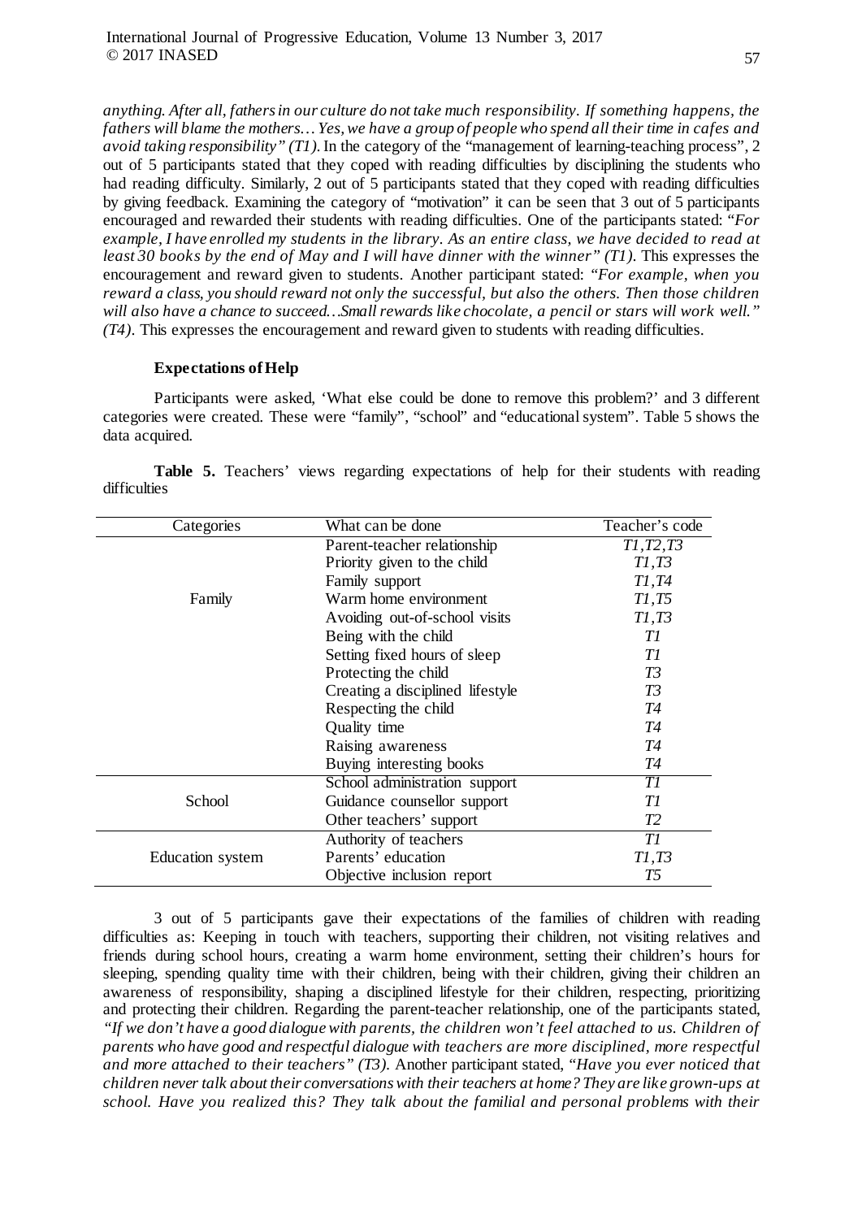*anything. After all, fathers in our culture do not take much responsibility. If something happens, the fathers will blame the mothers… Yes, we have a group of people who spend all their time in cafes and avoid taking responsibility" (T1).* In the category of the "management of learning-teaching process", 2 out of 5 participants stated that they coped with reading difficulties by disciplining the students who had reading difficulty. Similarly, 2 out of 5 participants stated that they coped with reading difficulties by giving feedback. Examining the category of "motivation" it can be seen that 3 out of 5 participants encouraged and rewarded their students with reading difficulties. One of the participants stated: *"For example, I have enrolled my students in the library. As an entire class, we have decided to read at least 30 books by the end of May and I will have dinner with the winner" (T1).* This expresses the encouragement and reward given to students. Another participant stated: *"For example, when you reward a class, you should reward not only the successful, but also the others. Then those children will also have a chance to succeed…Small rewards like chocolate, a pencil or stars will work well." (T4).* This expresses the encouragement and reward given to students with reading difficulties.

### Expectations of Help

Participants were asked, 'What else could be done to remove this problem?' and 3 different categories were created. These were "family", "school" and "educational system". Table 5 shows the data acquired.

**Table 5.** Teachers' views regarding expectations of help for their students with reading difficulties

| Categories | What can be done | Teacher's code |
|---|---|---|
| Family | Parent-teacher relationship | *T1,T2,T3* |
| | Priority given to the child | *T1,T3* |
| | Family support | *T1,T4* |
| | Warm home environment | *T1,T5* |
| | Avoiding out-of-school visits | *T1,T3* |
| | Being with the child | *T1* |
| | Setting fixed hours of sleep | *T1* |
| | Protecting the child | *T3* |
| | Creating a disciplined lifestyle | *T3* |
| | Respecting the child | *T4* |
| | Quality time | *T4* |
| | Raising awareness | *T4* |
| | Buying interesting books | *T4* |
| School | School administration support | *T1* |
| | Guidance counsellor support | *T1* |
| | Other teachers' support | *T2* |
| Education system | Authority of teachers | *T1* |
| | Parents' education | *T1,T3* |
| | Objective inclusion report | *T5* |

3 out of 5 participants gave their expectations of the families of children with reading difficulties as: Keeping in touch with teachers, supporting their children, not visiting relatives and friends during school hours, creating a warm home environment, setting their children's hours for sleeping, spending quality time with their children, being with their children, giving their children an awareness of responsibility, shaping a disciplined lifestyle for their children, respecting, prioritizing and protecting their children. Regarding the parent-teacher relationship, one of the participants stated, *"If we don't have a good dialogue with parents, the children won't feel attached to us. Children of parents who have good and respectful dialogue with teachers are more disciplined, more respectful and more attached to their teachers" (T3).* Another participant stated, *"Have you ever noticed that children never talk about their conversations with their teachers at home? They are like grown-ups at school. Have you realized this? They talk about the familial and personal problems with their*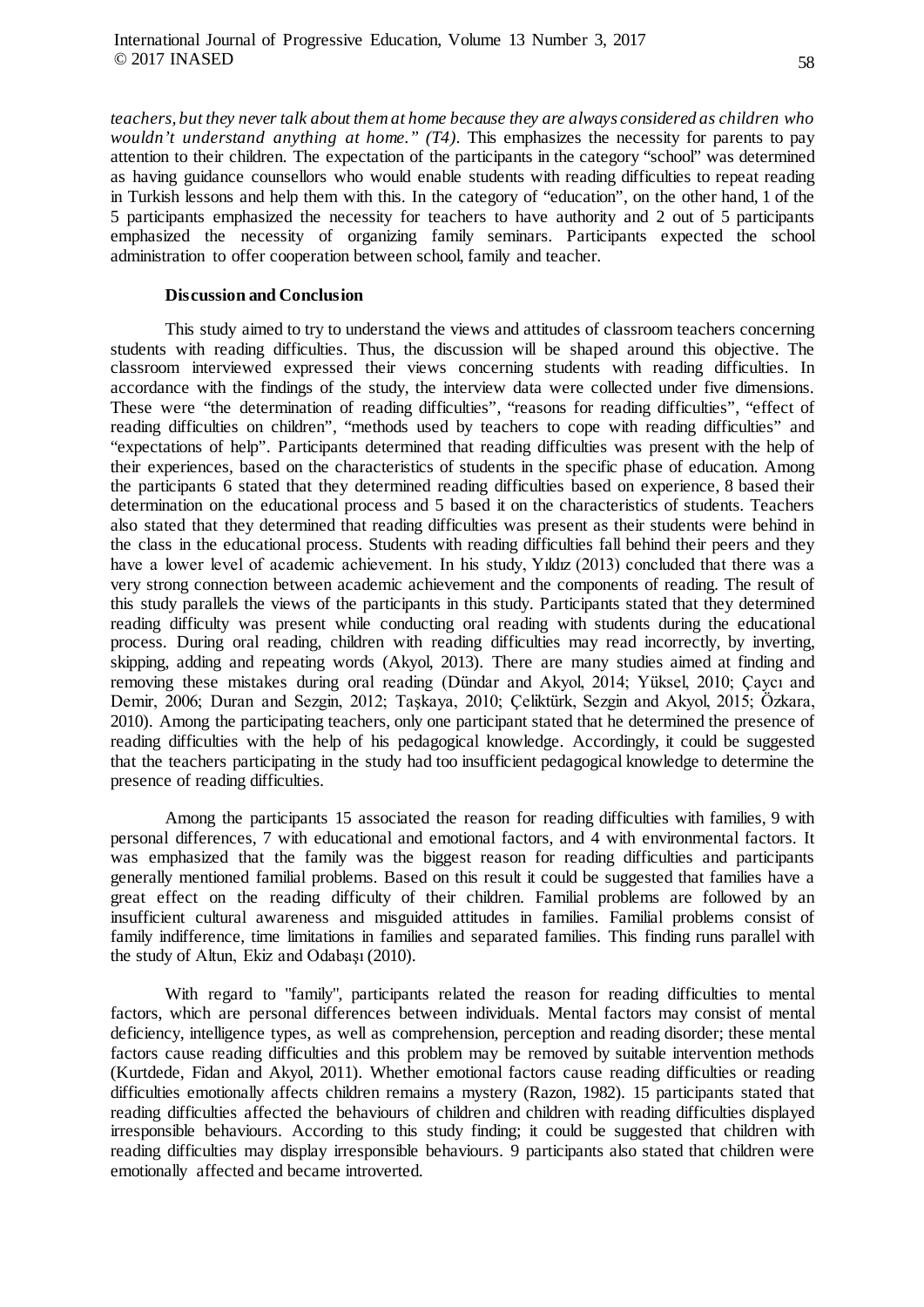*teachers, but they never talk about them at home because they are always considered as children who wouldn't understand anything at home." (T4).* This emphasizes the necessity for parents to pay attention to their children. The expectation of the participants in the category "school" was determined as having guidance counsellors who would enable students with reading difficulties to repeat reading in Turkish lessons and help them with this. In the category of "education", on the other hand, 1 of the 5 participants emphasized the necessity for teachers to have authority and 2 out of 5 participants emphasized the necessity of organizing family seminars. Participants expected the school administration to offer cooperation between school, family and teacher.

## Discussion and Conclusion

This study aimed to try to understand the views and attitudes of classroom teachers concerning students with reading difficulties. Thus, the discussion will be shaped around this objective. The classroom interviewed expressed their views concerning students with reading difficulties. In accordance with the findings of the study, the interview data were collected under five dimensions. These were "the determination of reading difficulties", "reasons for reading difficulties", "effect of reading difficulties on children", "methods used by teachers to cope with reading difficulties" and "expectations of help". Participants determined that reading difficulties was present with the help of their experiences, based on the characteristics of students in the specific phase of education. Among the participants 6 stated that they determined reading difficulties based on experience, 8 based their determination on the educational process and 5 based it on the characteristics of students. Teachers also stated that they determined that reading difficulties was present as their students were behind in the class in the educational process. Students with reading difficulties fall behind their peers and they have a lower level of academic achievement. In his study, Yıldız (2013) concluded that there was a very strong connection between academic achievement and the components of reading. The result of this study parallels the views of the participants in this study. Participants stated that they determined reading difficulty was present while conducting oral reading with students during the educational process. During oral reading, children with reading difficulties may read incorrectly, by inverting, skipping, adding and repeating words (Akyol, 2013). There are many studies aimed at finding and removing these mistakes during oral reading (Dündar and Akyol, 2014; Yüksel, 2010; Çaycı and Demir, 2006; Duran and Sezgin, 2012; Taşkaya, 2010; Çeliktürk, Sezgin and Akyol, 2015; Özkara, 2010). Among the participating teachers, only one participant stated that he determined the presence of reading difficulties with the help of his pedagogical knowledge. Accordingly, it could be suggested that the teachers participating in the study had too insufficient pedagogical knowledge to determine the presence of reading difficulties.

Among the participants 15 associated the reason for reading difficulties with families, 9 with personal differences, 7 with educational and emotional factors, and 4 with environmental factors. It was emphasized that the family was the biggest reason for reading difficulties and participants generally mentioned familial problems. Based on this result it could be suggested that families have a great effect on the reading difficulty of their children. Familial problems are followed by an insufficient cultural awareness and misguided attitudes in families. Familial problems consist of family indifference, time limitations in families and separated families. This finding runs parallel with the study of Altun, Ekiz and Odabaşı (2010).

With regard to "family", participants related the reason for reading difficulties to mental factors, which are personal differences between individuals. Mental factors may consist of mental deficiency, intelligence types, as well as comprehension, perception and reading disorder; these mental factors cause reading difficulties and this problem may be removed by suitable intervention methods (Kurtdede, Fidan and Akyol, 2011). Whether emotional factors cause reading difficulties or reading difficulties emotionally affects children remains a mystery (Razon, 1982). 15 participants stated that reading difficulties affected the behaviours of children and children with reading difficulties displayed irresponsible behaviours. According to this study finding; it could be suggested that children with reading difficulties may display irresponsible behaviours. 9 participants also stated that children were emotionally affected and became introverted.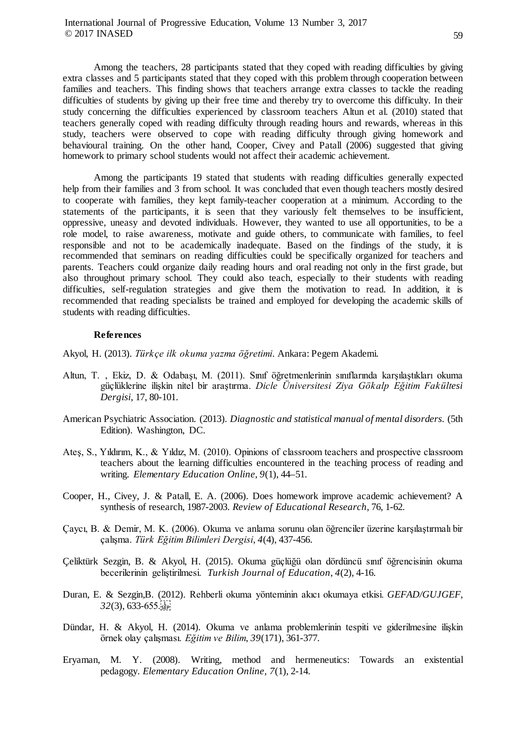Among the teachers, 28 participants stated that they coped with reading difficulties by giving extra classes and 5 participants stated that they coped with this problem through cooperation between families and teachers. This finding shows that teachers arrange extra classes to tackle the reading difficulties of students by giving up their free time and thereby try to overcome this difficulty. In their study concerning the difficulties experienced by classroom teachers Altun et al. (2010) stated that teachers generally coped with reading difficulty through reading hours and rewards, whereas in this study, teachers were observed to cope with reading difficulty through giving homework and behavioural training. On the other hand, Cooper, Civey and Patall (2006) suggested that giving homework to primary school students would not affect their academic achievement.

Among the participants 19 stated that students with reading difficulties generally expected help from their families and 3 from school. It was concluded that even though teachers mostly desired to cooperate with families, they kept family-teacher cooperation at a minimum. According to the statements of the participants, it is seen that they variously felt themselves to be insufficient, oppressive, uneasy and devoted individuals. However, they wanted to use all opportunities, to be a role model, to raise awareness, motivate and guide others, to communicate with families, to feel responsible and not to be academically inadequate. Based on the findings of the study, it is recommended that seminars on reading difficulties could be specifically organized for teachers and parents. Teachers could organize daily reading hours and oral reading not only in the first grade, but also throughout primary school. They could also teach, especially to their students with reading difficulties, self-regulation strategies and give them the motivation to read. In addition, it is recommended that reading specialists be trained and employed for developing the academic skills of students with reading difficulties.

## References

Akyol, H. (2013). *Türkçe ilk okuma yazma öğretimi*. Ankara: Pegem Akademi.

Altun, T. , Ekiz, D. & Odabaşı, M. (2011). Sınıf öğretmenlerinin sınıflarında karşılaştıkları okuma güçlüklerine ilişkin nitel bir araştırma. *Dicle Üniversitesi Ziya Gökalp Eğitim Fakültesi Dergisi*, 17, 80-101.

American Psychiatric Association. (2013). *Diagnostic and statistical manual of mental disorders*. (5th Edition). Washington, DC.

Ateş, S., Yıldırım, K., & Yıldız, M. (2010). Opinions of classroom teachers and prospective classroom teachers about the learning difficulties encountered in the teaching process of reading and writing. *Elementary Education Online*, *9*(1), 44–51.

Cooper, H., Civey, J. & Patall, E. A. (2006). Does homework improve academic achievement? A synthesis of research, 1987-2003. *Review of Educational Research*, 76, 1-62.

Çaycı, B. & Demir, M. K. (2006). Okuma ve anlama sorunu olan öğrenciler üzerine karşılaştırmalı bir çalışma. *Türk Eğitim Bilimleri Dergisi*, *4*(4), 437-456.

Çeliktürk Sezgin, B. & Akyol, H. (2015). Okuma güçlüğü olan dördüncü sınıf öğrencisinin okuma becerilerinin geliştirilmesi. *Turkish Journal of Education*, *4*(2), 4-16.

Duran, E. & Sezgin,B. (2012). Rehberli okuma yönteminin akıcı okumaya etkisi. *GEFAD/GUJGEF*, *32*(3), 633-655.

Dündar, H. & Akyol, H. (2014). Okuma ve anlama problemlerinin tespiti ve giderilmesine ilişkin örnek olay çalışması. *Eğitim ve Bilim*, *39*(171), 361-377.

Eryaman, M. Y. (2008). Writing, method and hermeneutics: Towards an existential pedagogy. *Elementary Education Online, 7*(1), 2-14.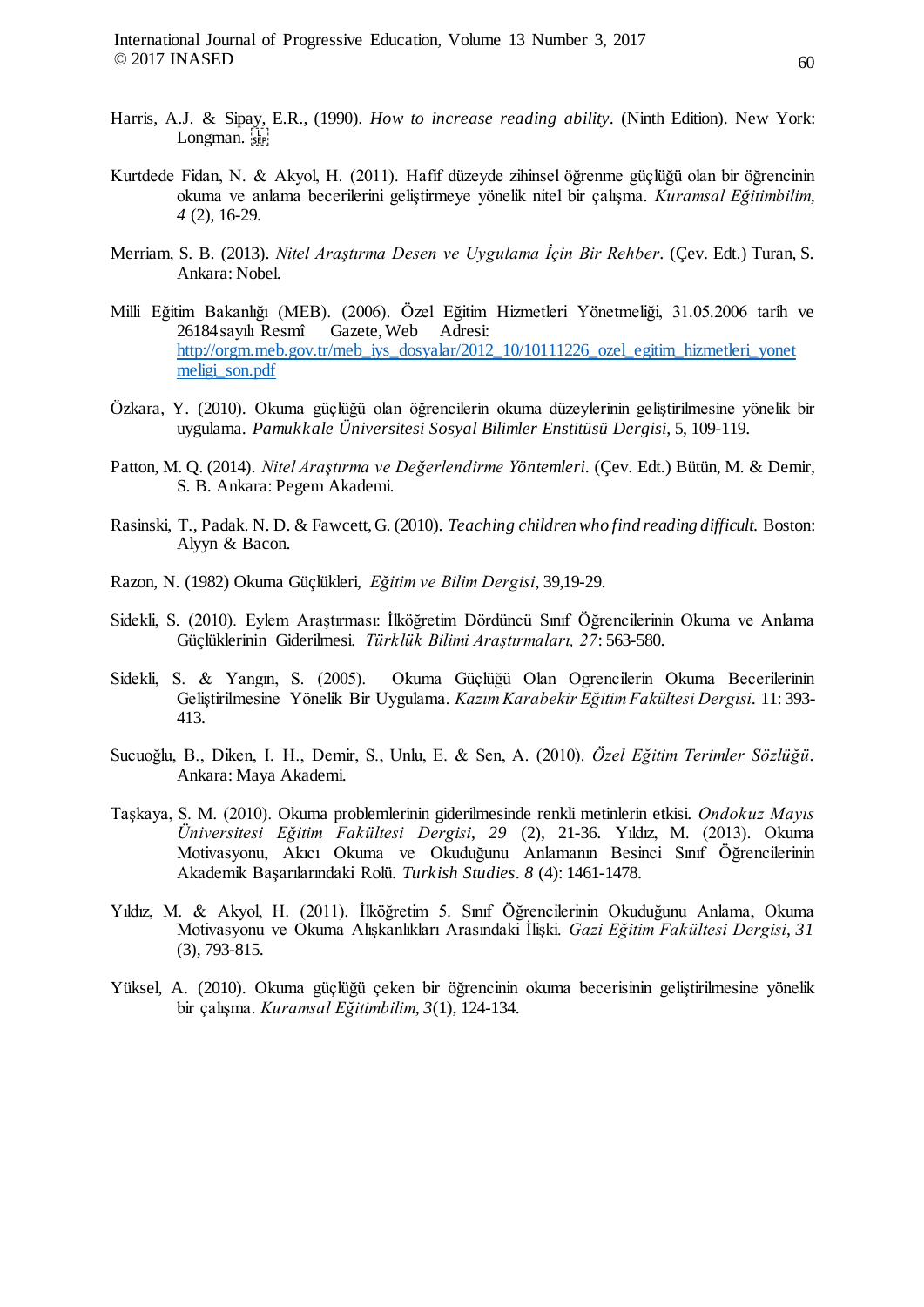Harris, A.J. & Sipay, E.R., (1990). *How to increase reading ability*. (Ninth Edition). New York: Longman.

Kurtdede Fidan, N. & Akyol, H. (2011). Hafif düzeyde zihinsel öğrenme güçlüğü olan bir öğrencinin okuma ve anlama becerilerini geliştirmeye yönelik nitel bir çalışma. *Kuramsal Eğitimbilim*, *4* (2), 16-29.

Merriam, S. B. (2013). *Nitel Araştırma Desen ve Uygulama İçin Bir Rehber*. (Çev. Edt.) Turan, S. Ankara: Nobel.

Milli Eğitim Bakanlığı (MEB). (2006). Özel Eğitim Hizmetleri Yönetmeliği, 31.05.2006 tarih ve 26184 sayılı Resmî Gazete, Web Adresi: http://orgm.meb.gov.tr/meb_iys_dosyalar/2012_10/10111226_ozel_egitim_hizmetleri_yonetmeligi_son.pdf

Özkara, Y. (2010). Okuma güçlüğü olan öğrencilerin okuma düzeylerinin geliştirilmesine yönelik bir uygulama. *Pamukkale Üniversitesi Sosyal Bilimler Enstitüsü Dergisi*, 5, 109-119.

Patton, M. Q. (2014). *Nitel Araştırma ve Değerlendirme Yöntemleri*. (Çev. Edt.) Bütün, M. & Demir, S. B. Ankara: Pegem Akademi.

Rasinski, T., Padak. N. D. & Fawcett, G. (2010). *Teaching children who find reading difficult.* Boston: Alyyn & Bacon.

Razon, N. (1982) Okuma Güçlükleri, *Eğitim ve Bilim Dergisi*, 39,19-29.

Sidekli, S. (2010). Eylem Araştırması: İlköğretim Dördüncü Sınıf Öğrencilerinin Okuma ve Anlama Güçlüklerinin Giderilmesi. *Türklük Bilimi Araştırmaları, 27*: 563-580.

Sidekli, S. & Yangın, S. (2005). Okuma Güçlüğü Olan Ogrencilerin Okuma Becerilerinin Geliştirilmesine Yönelik Bir Uygulama. *Kazım Karabekir Eğitim Fakültesi Dergisi*. 11: 393-413.

Sucuoğlu, B., Diken, I. H., Demir, S., Unlu, E. & Sen, A. (2010). *Özel Eğitim Terimler Sözlüğü*. Ankara: Maya Akademi.

Taşkaya, S. M. (2010). Okuma problemlerinin giderilmesinde renkli metinlerin etkisi. *Ondokuz Mayıs Üniversitesi Eğitim Fakültesi Dergisi*, *29* (2), 21-36. Yıldız, M. (2013). Okuma Motivasyonu, Akıcı Okuma ve Okuduğunu Anlamanın Besinci Sınıf Öğrencilerinin Akademik Başarılarındaki Rolü. *Turkish Studies*. *8* (4): 1461-1478.

Yıldız, M. & Akyol, H. (2011). İlköğretim 5. Sınıf Öğrencilerinin Okuduğunu Anlama, Okuma Motivasyonu ve Okuma Alışkanlıkları Arasındaki İlişki. *Gazi Eğitim Fakültesi Dergisi*, *31* (3), 793-815.

Yüksel, A. (2010). Okuma güçlüğü çeken bir öğrencinin okuma becerisinin geliştirilmesine yönelik bir çalışma. *Kuramsal Eğitimbilim*, *3*(1), 124-134.